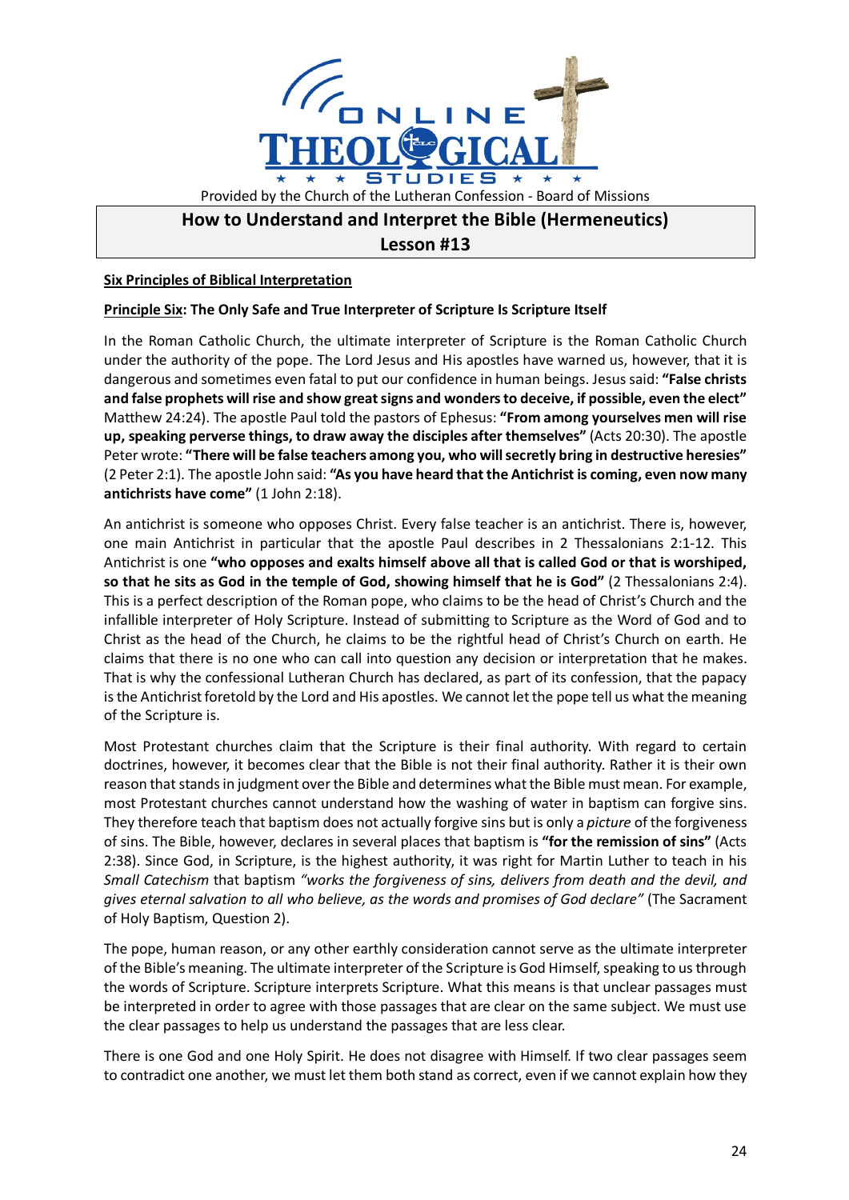ONLINE THEOLOGICAL STUDIES

Provided by the Church of the Lutheran Confession - Board of Missions

# How to Understand and Interpret the Bible (Hermeneutics)
# Lesson #13

## Six Principles of Biblical Interpretation

### Principle Six: The Only Safe and True Interpreter of Scripture Is Scripture Itself

In the Roman Catholic Church, the ultimate interpreter of Scripture is the Roman Catholic Church under the authority of the pope. The Lord Jesus and His apostles have warned us, however, that it is dangerous and sometimes even fatal to put our confidence in human beings. Jesus said: **"False christs and false prophets will rise and show great signs and wonders to deceive, if possible, even the elect"** Matthew 24:24). The apostle Paul told the pastors of Ephesus: **"From among yourselves men will rise up, speaking perverse things, to draw away the disciples after themselves"** (Acts 20:30). The apostle Peter wrote: **"There will be false teachers among you, who will secretly bring in destructive heresies"** (2 Peter 2:1). The apostle John said: **"As you have heard that the Antichrist is coming, even now many antichrists have come"** (1 John 2:18).

An antichrist is someone who opposes Christ. Every false teacher is an antichrist. There is, however, one main Antichrist in particular that the apostle Paul describes in 2 Thessalonians 2:1-12. This Antichrist is one **"who opposes and exalts himself above all that is called God or that is worshiped, so that he sits as God in the temple of God, showing himself that he is God"** (2 Thessalonians 2:4). This is a perfect description of the Roman pope, who claims to be the head of Christ's Church and the infallible interpreter of Holy Scripture. Instead of submitting to Scripture as the Word of God and to Christ as the head of the Church, he claims to be the rightful head of Christ's Church on earth. He claims that there is no one who can call into question any decision or interpretation that he makes. That is why the confessional Lutheran Church has declared, as part of its confession, that the papacy is the Antichrist foretold by the Lord and His apostles. We cannot let the pope tell us what the meaning of the Scripture is.

Most Protestant churches claim that the Scripture is their final authority. With regard to certain doctrines, however, it becomes clear that the Bible is not their final authority. Rather it is their own reason that stands in judgment over the Bible and determines what the Bible must mean. For example, most Protestant churches cannot understand how the washing of water in baptism can forgive sins. They therefore teach that baptism does not actually forgive sins but is only a *picture* of the forgiveness of sins. The Bible, however, declares in several places that baptism is **"for the remission of sins"** (Acts 2:38). Since God, in Scripture, is the highest authority, it was right for Martin Luther to teach in his *Small Catechism* that baptism *"works the forgiveness of sins, delivers from death and the devil, and gives eternal salvation to all who believe, as the words and promises of God declare"* (The Sacrament of Holy Baptism, Question 2).

The pope, human reason, or any other earthly consideration cannot serve as the ultimate interpreter of the Bible's meaning. The ultimate interpreter of the Scripture is God Himself, speaking to us through the words of Scripture. Scripture interprets Scripture. What this means is that unclear passages must be interpreted in order to agree with those passages that are clear on the same subject. We must use the clear passages to help us understand the passages that are less clear.

There is one God and one Holy Spirit. He does not disagree with Himself. If two clear passages seem to contradict one another, we must let them both stand as correct, even if we cannot explain how they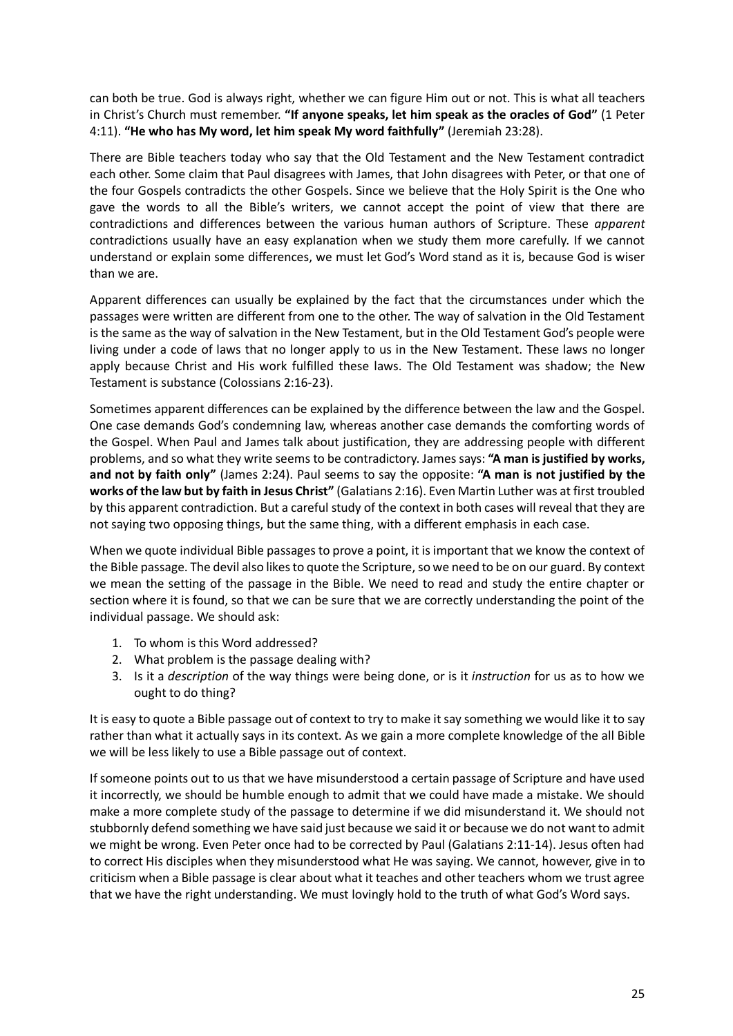can both be true. God is always right, whether we can figure Him out or not. This is what all teachers in Christ's Church must remember. **"If anyone speaks, let him speak as the oracles of God"** (1 Peter 4:11). **"He who has My word, let him speak My word faithfully"** (Jeremiah 23:28).

There are Bible teachers today who say that the Old Testament and the New Testament contradict each other. Some claim that Paul disagrees with James, that John disagrees with Peter, or that one of the four Gospels contradicts the other Gospels. Since we believe that the Holy Spirit is the One who gave the words to all the Bible's writers, we cannot accept the point of view that there are contradictions and differences between the various human authors of Scripture. These *apparent* contradictions usually have an easy explanation when we study them more carefully. If we cannot understand or explain some differences, we must let God's Word stand as it is, because God is wiser than we are.

Apparent differences can usually be explained by the fact that the circumstances under which the passages were written are different from one to the other. The way of salvation in the Old Testament is the same as the way of salvation in the New Testament, but in the Old Testament God's people were living under a code of laws that no longer apply to us in the New Testament. These laws no longer apply because Christ and His work fulfilled these laws. The Old Testament was shadow; the New Testament is substance (Colossians 2:16-23).

Sometimes apparent differences can be explained by the difference between the law and the Gospel. One case demands God's condemning law, whereas another case demands the comforting words of the Gospel. When Paul and James talk about justification, they are addressing people with different problems, and so what they write seems to be contradictory. James says: **"A man is justified by works, and not by faith only"** (James 2:24). Paul seems to say the opposite: **"A man is not justified by the works of the law but by faith in Jesus Christ"** (Galatians 2:16). Even Martin Luther was at first troubled by this apparent contradiction. But a careful study of the context in both cases will reveal that they are not saying two opposing things, but the same thing, with a different emphasis in each case.

When we quote individual Bible passages to prove a point, it is important that we know the context of the Bible passage. The devil also likes to quote the Scripture, so we need to be on our guard. By context we mean the setting of the passage in the Bible. We need to read and study the entire chapter or section where it is found, so that we can be sure that we are correctly understanding the point of the individual passage. We should ask:

1. To whom is this Word addressed?
2. What problem is the passage dealing with?
3. Is it a *description* of the way things were being done, or is it *instruction* for us as to how we ought to do thing?

It is easy to quote a Bible passage out of context to try to make it say something we would like it to say rather than what it actually says in its context. As we gain a more complete knowledge of the all Bible we will be less likely to use a Bible passage out of context.

If someone points out to us that we have misunderstood a certain passage of Scripture and have used it incorrectly, we should be humble enough to admit that we could have made a mistake. We should make a more complete study of the passage to determine if we did misunderstand it. We should not stubbornly defend something we have said just because we said it or because we do not want to admit we might be wrong. Even Peter once had to be corrected by Paul (Galatians 2:11-14). Jesus often had to correct His disciples when they misunderstood what He was saying. We cannot, however, give in to criticism when a Bible passage is clear about what it teaches and other teachers whom we trust agree that we have the right understanding. We must lovingly hold to the truth of what God's Word says.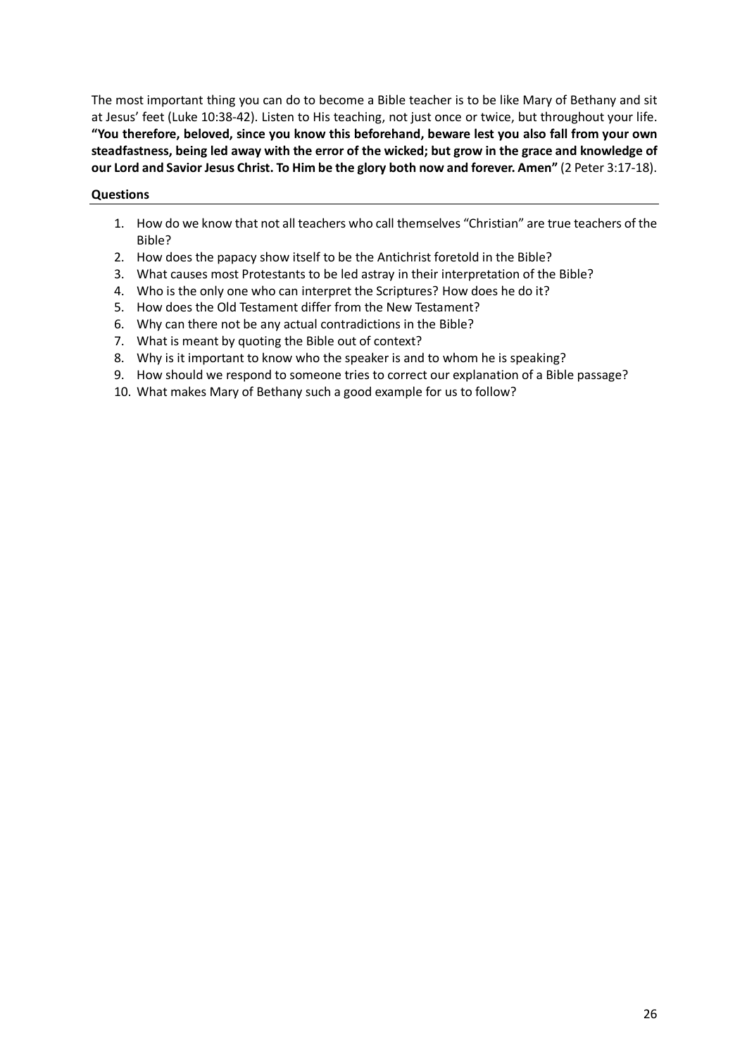The most important thing you can do to become a Bible teacher is to be like Mary of Bethany and sit at Jesus' feet (Luke 10:38-42). Listen to His teaching, not just once or twice, but throughout your life. **"You therefore, beloved, since you know this beforehand, beware lest you also fall from your own steadfastness, being led away with the error of the wicked; but grow in the grace and knowledge of our Lord and Savior Jesus Christ. To Him be the glory both now and forever. Amen"** (2 Peter 3:17-18).

**Questions**

1. How do we know that not all teachers who call themselves "Christian" are true teachers of the Bible?
2. How does the papacy show itself to be the Antichrist foretold in the Bible?
3. What causes most Protestants to be led astray in their interpretation of the Bible?
4. Who is the only one who can interpret the Scriptures? How does he do it?
5. How does the Old Testament differ from the New Testament?
6. Why can there not be any actual contradictions in the Bible?
7. What is meant by quoting the Bible out of context?
8. Why is it important to know who the speaker is and to whom he is speaking?
9. How should we respond to someone tries to correct our explanation of a Bible passage?
10. What makes Mary of Bethany such a good example for us to follow?